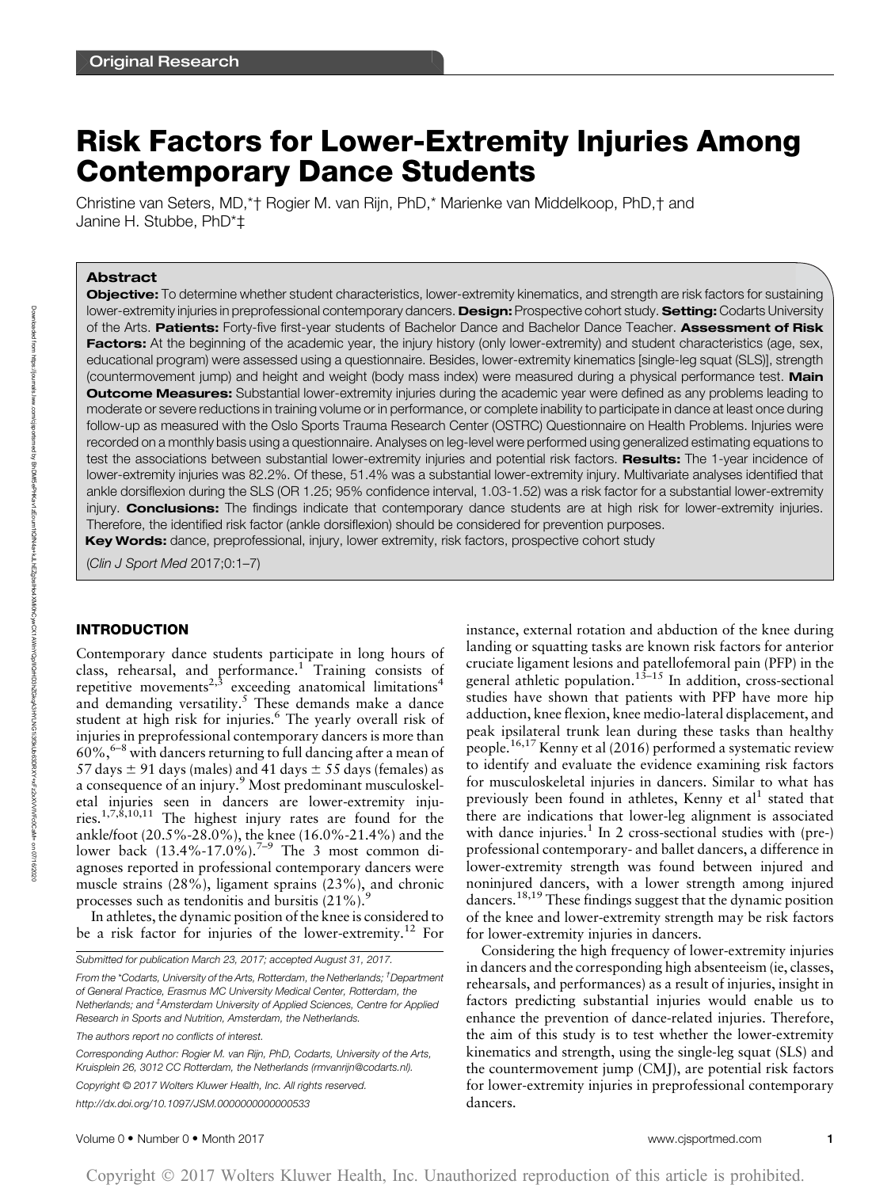Original Research

# Risk Factors for Lower-Extremity Injuries Among Contemporary Dance Students

Christine van Seters, MD,*† Rogier M. van Rijn, PhD,* Marienke van Middelkoop, PhD,† and Janine H. Stubbe, PhD*‡

## Abstract

**Objective:** To determine whether student characteristics, lower-extremity kinematics, and strength are risk factors for sustaining lower-extremity injuries in preprofessional contemporary dancers. **Design:** Prospective cohort study. **Setting:** Codarts University of the Arts. **Patients:** Forty-five first-year students of Bachelor Dance and Bachelor Dance Teacher. **Assessment of Risk Factors:** At the beginning of the academic year, the injury history (only lower-extremity) and student characteristics (age, sex, educational program) were assessed using a questionnaire. Besides, lower-extremity kinematics [single-leg squat (SLS)], strength (countermovement jump) and height and weight (body mass index) were measured during a physical performance test. **Main Outcome Measures:** Substantial lower-extremity injuries during the academic year were defined as any problems leading to moderate or severe reductions in training volume or in performance, or complete inability to participate in dance at least once during follow-up as measured with the Oslo Sports Trauma Research Center (OSTRC) Questionnaire on Health Problems. Injuries were recorded on a monthly basis using a questionnaire. Analyses on leg-level were performed using generalized estimating equations to test the associations between substantial lower-extremity injuries and potential risk factors. **Results:** The 1-year incidence of lower-extremity injuries was 82.2%. Of these, 51.4% was a substantial lower-extremity injury. Multivariate analyses identified that ankle dorsiflexion during the SLS (OR 1.25; 95% confidence interval, 1.03-1.52) was a risk factor for a substantial lower-extremity injury. **Conclusions:** The findings indicate that contemporary dance students are at high risk for lower-extremity injuries. Therefore, the identified risk factor (ankle dorsiflexion) should be considered for prevention purposes.

**Key Words:** dance, preprofessional, injury, lower extremity, risk factors, prospective cohort study

(*Clin J Sport Med* 2017;0:1–7)

## INTRODUCTION

Contemporary dance students participate in long hours of class, rehearsal, and performance.[1] Training consists of repetitive movements[2,3] exceeding anatomical limitations[4] and demanding versatility.[5] These demands make a dance student at high risk for injuries.[6] The yearly overall risk of injuries in preprofessional contemporary dancers is more than 60%,[6–8] with dancers returning to full dancing after a mean of 57 days $\pm$ 91 days (males) and 41 days $\pm$ 55 days (females) as a consequence of an injury.[9] Most predominant musculoskeletal injuries seen in dancers are lower-extremity injuries.[1,7,8,10,11] The highest injury rates are found for the ankle/foot (20.5%-28.0%), the knee (16.0%-21.4%) and the lower back (13.4%-17.0%).[7–9] The 3 most common diagnoses reported in professional contemporary dancers were muscle strains (28%), ligament sprains (23%), and chronic processes such as tendonitis and bursitis (21%).[9]

In athletes, the dynamic position of the knee is considered to be a risk factor for injuries of the lower-extremity.[12] For instance, external rotation and abduction of the knee during landing or squatting tasks are known risk factors for anterior cruciate ligament lesions and patellofemoral pain (PFP) in the general athletic population.[13–15] In addition, cross-sectional studies have shown that patients with PFP have more hip adduction, knee flexion, knee medio-lateral displacement, and peak ipsilateral trunk lean during these tasks than healthy people.[16,17] Kenny et al (2016) performed a systematic review to identify and evaluate the evidence examining risk factors for musculoskeletal injuries in dancers. Similar to what has previously been found in athletes, Kenny et al[1] stated that there are indications that lower-leg alignment is associated with dance injuries.[1] In 2 cross-sectional studies with (pre-) professional contemporary- and ballet dancers, a difference in lower-extremity strength was found between injured and noninjured dancers, with a lower strength among injured dancers.[18,19] These findings suggest that the dynamic position of the knee and lower-extremity strength may be risk factors for lower-extremity injuries in dancers.

Considering the high frequency of lower-extremity injuries in dancers and the corresponding high absenteeism (ie, classes, rehearsals, and performances) as a result of injuries, insight in factors predicting substantial injuries would enable us to enhance the prevention of dance-related injuries. Therefore, the aim of this study is to test whether the lower-extremity kinematics and strength, using the single-leg squat (SLS) and the countermovement jump (CMJ), are potential risk factors for lower-extremity injuries in preprofessional contemporary dancers.

Submitted for publication March 23, 2017; accepted August 31, 2017.

From the *Codarts, University of the Arts, Rotterdam, the Netherlands; †Department of General Practice, Erasmus MC University Medical Center, Rotterdam, the Netherlands; and ‡Amsterdam University of Applied Sciences, Centre for Applied Research in Sports and Nutrition, Amsterdam, the Netherlands.

The authors report no conflicts of interest.

Corresponding Author: Rogier M. van Rijn, PhD, Codarts, University of the Arts, Kruisplein 26, 3012 CC Rotterdam, the Netherlands (rmvanrijn@codarts.nl).

Copyright © 2017 Wolters Kluwer Health, Inc. All rights reserved.

http://dx.doi.org/10.1097/JSM.0000000000000533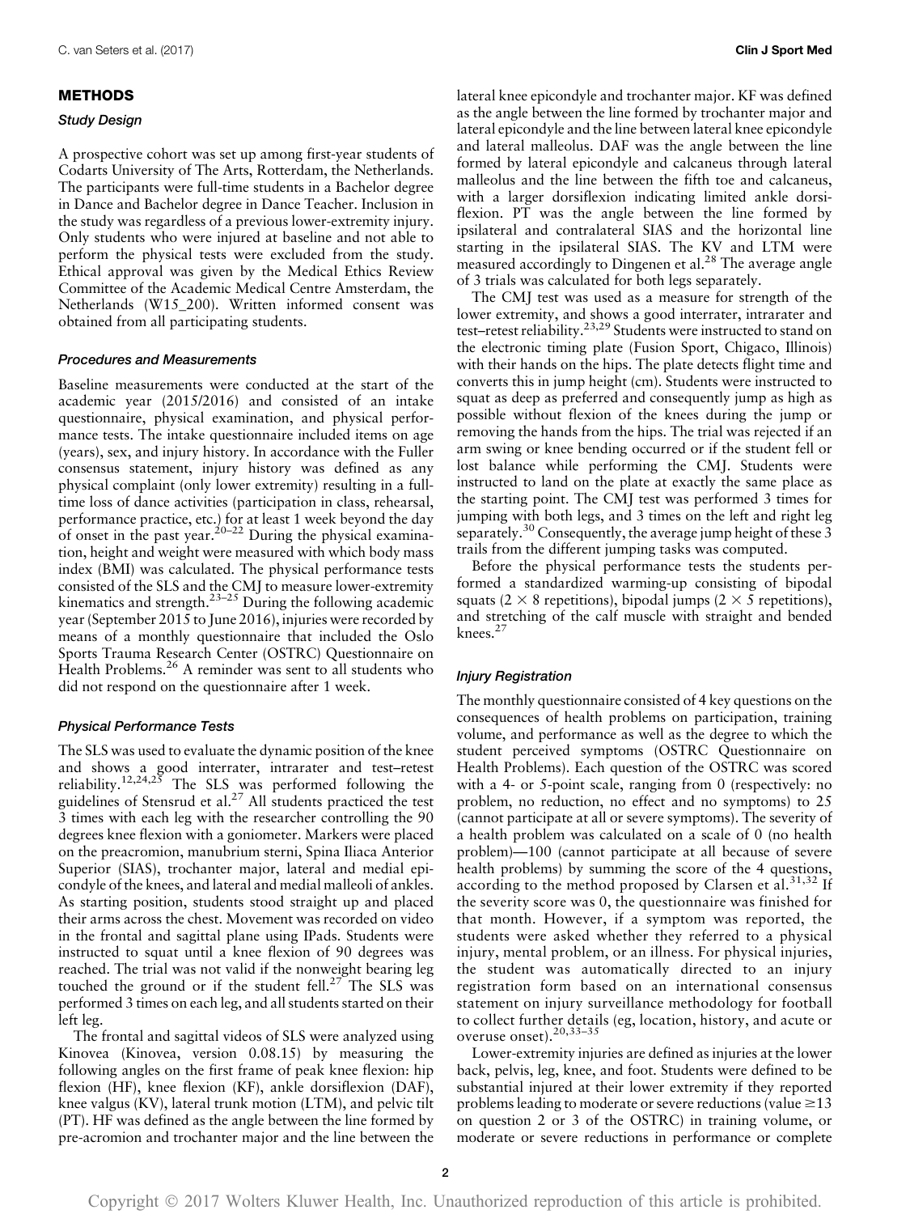## METHODS

### Study Design

A prospective cohort was set up among first-year students of Codarts University of The Arts, Rotterdam, the Netherlands. The participants were full-time students in a Bachelor degree in Dance and Bachelor degree in Dance Teacher. Inclusion in the study was regardless of a previous lower-extremity injury. Only students who were injured at baseline and not able to perform the physical tests were excluded from the study. Ethical approval was given by the Medical Ethics Review Committee of the Academic Medical Centre Amsterdam, the Netherlands (W15_200). Written informed consent was obtained from all participating students.

### Procedures and Measurements

Baseline measurements were conducted at the start of the academic year (2015/2016) and consisted of an intake questionnaire, physical examination, and physical performance tests. The intake questionnaire included items on age (years), sex, and injury history. In accordance with the Fuller consensus statement, injury history was defined as any physical complaint (only lower extremity) resulting in a full-time loss of dance activities (participation in class, rehearsal, performance practice, etc.) for at least 1 week beyond the day of onset in the past year.[20–22] During the physical examination, height and weight were measured with which body mass index (BMI) was calculated. The physical performance tests consisted of the SLS and the CMJ to measure lower-extremity kinematics and strength.[23–25] During the following academic year (September 2015 to June 2016), injuries were recorded by means of a monthly questionnaire that included the Oslo Sports Trauma Research Center (OSTRC) Questionnaire on Health Problems.[26] A reminder was sent to all students who did not respond on the questionnaire after 1 week.

### Physical Performance Tests

The SLS was used to evaluate the dynamic position of the knee and shows a good interrater, intrarater and test–retest reliability.[12,24,25] The SLS was performed following the guidelines of Stensrud et al.[27] All students practiced the test 3 times with each leg with the researcher controlling the 90 degrees knee flexion with a goniometer. Markers were placed on the preacromion, manubrium sterni, Spina Iliaca Anterior Superior (SIAS), trochanter major, lateral and medial epicondyle of the knees, and lateral and medial malleoli of ankles. As starting position, students stood straight up and placed their arms across the chest. Movement was recorded on video in the frontal and sagittal plane using IPads. Students were instructed to squat until a knee flexion of 90 degrees was reached. The trial was not valid if the nonweight bearing leg touched the ground or if the student fell.[27] The SLS was performed 3 times on each leg, and all students started on their left leg.

The frontal and sagittal videos of SLS were analyzed using Kinovea (Kinovea, version 0.08.15) by measuring the following angles on the first frame of peak knee flexion: hip flexion (HF), knee flexion (KF), ankle dorsiflexion (DAF), knee valgus (KV), lateral trunk motion (LTM), and pelvic tilt (PT). HF was defined as the angle between the line formed by pre-acromion and trochanter major and the line between the lateral knee epicondyle and trochanter major. KF was defined as the angle between the line formed by trochanter major and lateral epicondyle and the line between lateral knee epicondyle and lateral malleolus. DAF was the angle between the line formed by lateral epicondyle and calcaneus through lateral malleolus and the line between the fifth toe and calcaneus, with a larger dorsiflexion indicating limited ankle dorsiflexion. PT was the angle between the line formed by ipsilateral and contralateral SIAS and the horizontal line starting in the ipsilateral SIAS. The KV and LTM were measured accordingly to Dingenen et al.[28] The average angle of 3 trials was calculated for both legs separately.

The CMJ test was used as a measure for strength of the lower extremity, and shows a good interrater, intrarater and test–retest reliability.[23,29] Students were instructed to stand on the electronic timing plate (Fusion Sport, Chigaco, Illinois) with their hands on the hips. The plate detects flight time and converts this in jump height (cm). Students were instructed to squat as deep as preferred and consequently jump as high as possible without flexion of the knees during the jump or removing the hands from the hips. The trial was rejected if an arm swing or knee bending occurred or if the student fell or lost balance while performing the CMJ. Students were instructed to land on the plate at exactly the same place as the starting point. The CMJ test was performed 3 times for jumping with both legs, and 3 times on the left and right leg separately.[30] Consequently, the average jump height of these 3 trails from the different jumping tasks was computed.

Before the physical performance tests the students performed a standardized warming-up consisting of bipodal squats (2 × 8 repetitions), bipodal jumps (2 × 5 repetitions), and stretching of the calf muscle with straight and bended knees.[27]

### Injury Registration

The monthly questionnaire consisted of 4 key questions on the consequences of health problems on participation, training volume, and performance as well as the degree to which the student perceived symptoms (OSTRC Questionnaire on Health Problems). Each question of the OSTRC was scored with a 4- or 5-point scale, ranging from 0 (respectively: no problem, no reduction, no effect and no symptoms) to 25 (cannot participate at all or severe symptoms). The severity of a health problem was calculated on a scale of 0 (no health problem)—100 (cannot participate at all because of severe health problems) by summing the score of the 4 questions, according to the method proposed by Clarsen et al.[31,32] If the severity score was 0, the questionnaire was finished for that month. However, if a symptom was reported, the students were asked whether they referred to a physical injury, mental problem, or an illness. For physical injuries, the student was automatically directed to an injury registration form based on an international consensus statement on injury surveillance methodology for football to collect further details (eg, location, history, and acute or overuse onset).[20,33–35]

Lower-extremity injuries are defined as injuries at the lower back, pelvis, leg, knee, and foot. Students were defined to be substantial injured at their lower extremity if they reported problems leading to moderate or severe reductions (value ≥13 on question 2 or 3 of the OSTRC) in training volume, or moderate or severe reductions in performance or complete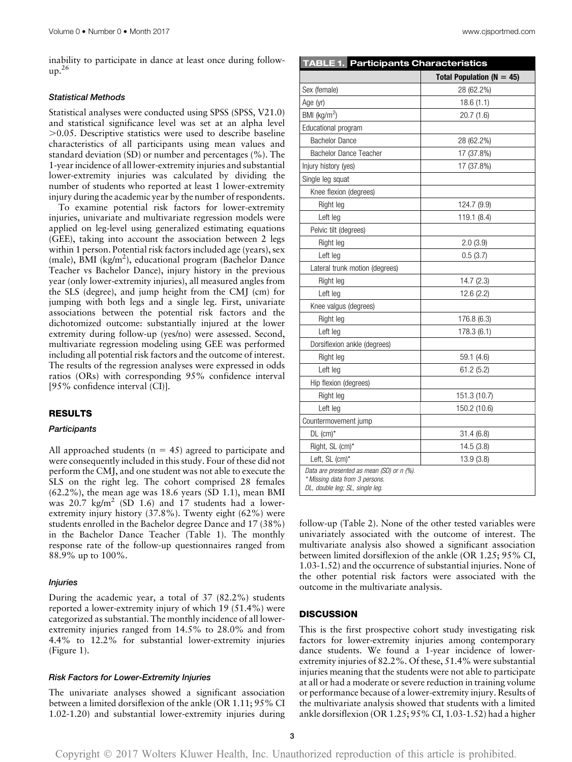inability to participate in dance at least once during follow-up.[26]

### Statistical Methods

Statistical analyses were conducted using SPSS (SPSS, V21.0) and statistical significance level was set at an alpha level >0.05. Descriptive statistics were used to describe baseline characteristics of all participants using mean values and standard deviation (SD) or number and percentages (%). The 1-year incidence of all lower-extremity injuries and substantial lower-extremity injuries was calculated by dividing the number of students who reported at least 1 lower-extremity injury during the academic year by the number of respondents.

To examine potential risk factors for lower-extremity injuries, univariate and multivariate regression models were applied on leg-level using generalized estimating equations (GEE), taking into account the association between 2 legs within 1 person. Potential risk factors included age (years), sex (male), BMI (kg/m$^2$), educational program (Bachelor Dance Teacher vs Bachelor Dance), injury history in the previous year (only lower-extremity injuries), all measured angles from the SLS (degree), and jump height from the CMJ (cm) for jumping with both legs and a single leg. First, univariate associations between the potential risk factors and the dichotomized outcome: substantially injured at the lower extremity during follow-up (yes/no) were assessed. Second, multivariate regression modeling using GEE was performed including all potential risk factors and the outcome of interest. The results of the regression analyses were expressed in odds ratios (ORs) with corresponding 95% confidence interval [95% confidence interval (CI)].

## RESULTS

### Participants

All approached students (n = 45) agreed to participate and were consequently included in this study. Four of these did not perform the CMJ, and one student was not able to execute the SLS on the right leg. The cohort comprised 28 females (62.2%), the mean age was 18.6 years (SD 1.1), mean BMI was 20.7 kg/m$^2$ (SD 1.6) and 17 students had a lower-extremity injury history (37.8%). Twenty eight (62%) were students enrolled in the Bachelor degree Dance and 17 (38%) in the Bachelor Dance Teacher (Table 1). The monthly response rate of the follow-up questionnaires ranged from 88.9% up to 100%.

### Injuries

During the academic year, a total of 37 (82.2%) students reported a lower-extremity injury of which 19 (51.4%) were categorized as substantial. The monthly incidence of all lower-extremity injuries ranged from 14.5% to 28.0% and from 4.4% to 12.2% for substantial lower-extremity injuries (Figure 1).

### Risk Factors for Lower-Extremity Injuries

The univariate analyses showed a significant association between a limited dorsiflexion of the ankle (OR 1.11; 95% CI 1.02-1.20) and substantial lower-extremity injuries during follow-up (Table 2). None of the other tested variables were univariately associated with the outcome of interest. The multivariate analysis also showed a significant association between limited dorsiflexion of the ankle (OR 1.25; 95% CI, 1.03-1.52) and the occurrence of substantial injuries. None of the other potential risk factors were associated with the outcome in the multivariate analysis.

**TABLE 1. Participants Characteristics**

| | Total Population (N = 45) |
|---|---|
| Sex (female) | 28 (62.2%) |
| Age (yr) | 18.6 (1.1) |
| BMI (kg/m$^2$) | 20.7 (1.6) |
| Educational program | |
| Bachelor Dance | 28 (62.2%) |
| Bachelor Dance Teacher | 17 (37.8%) |
| Injury history (yes) | 17 (37.8%) |
| Single leg squat | |
| Knee flexion (degrees) | |
| Right leg | 124.7 (9.9) |
| Left leg | 119.1 (8.4) |
| Pelvic tilt (degrees) | |
| Right leg | 2.0 (3.9) |
| Left leg | 0.5 (3.7) |
| Lateral trunk motion (degrees) | |
| Right leg | 14.7 (2.3) |
| Left leg | 12.6 (2.2) |
| Knee valgus (degrees) | |
| Right leg | 176.8 (6.3) |
| Left leg | 178.3 (6.1) |
| Dorsiflexion ankle (degrees) | |
| Right leg | 59.1 (4.6) |
| Left leg | 61.2 (5.2) |
| Hip flexion (degrees) | |
| Right leg | 151.3 (10.7) |
| Left leg | 150.2 (10.6) |
| Countermovement jump | |
| DL (cm)* | 31.4 (6.8) |
| Right, SL (cm)* | 14.5 (3.8) |
| Left, SL (cm)* | 13.9 (3.8) |

*Data are presented as mean (SD) or n (%).*
*\* Missing data from 3 persons.*
*DL, double leg; SL, single leg.*

## DISCUSSION

This is the first prospective cohort study investigating risk factors for lower-extremity injuries among contemporary dance students. We found a 1-year incidence of lower-extremity injuries of 82.2%. Of these, 51.4% were substantial injuries meaning that the students were not able to participate at all or had a moderate or severe reduction in training volume or performance because of a lower-extremity injury. Results of the multivariate analysis showed that students with a limited ankle dorsiflexion (OR 1.25; 95% CI, 1.03-1.52) had a higher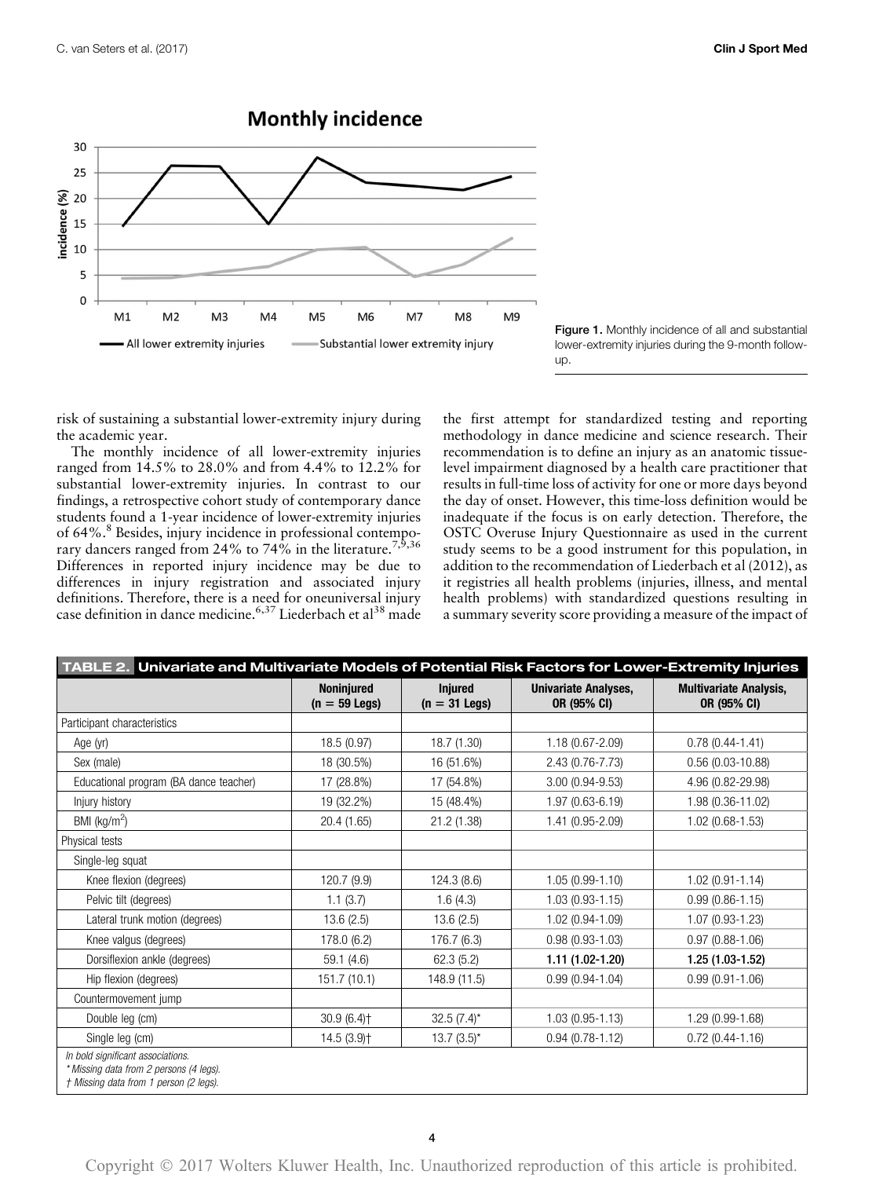Figure 1. Monthly incidence of all and substantial lower-extremity injuries during the 9-month follow-up.

risk of sustaining a substantial lower-extremity injury during the academic year.

The monthly incidence of all lower-extremity injuries ranged from 14.5% to 28.0% and from 4.4% to 12.2% for substantial lower-extremity injuries. In contrast to our findings, a retrospective cohort study of contemporary dance students found a 1-year incidence of lower-extremity injuries of 64%.[8] Besides, injury incidence in professional contemporary dancers ranged from 24% to 74% in the literature.[7,9,36] Differences in reported injury incidence may be due to differences in injury registration and associated injury definitions. Therefore, there is a need for oneuniversal injury case definition in dance medicine.[6,37] Liederbach et al[38] made the first attempt for standardized testing and reporting methodology in dance medicine and science research. Their recommendation is to define an injury as an anatomic tissue-level impairment diagnosed by a health care practitioner that results in full-time loss of activity for one or more days beyond the day of onset. However, this time-loss definition would be inadequate if the focus is on early detection. Therefore, the OSTC Overuse Injury Questionnaire as used in the current study seems to be a good instrument for this population, in addition to the recommendation of Liederbach et al (2012), as it registries all health problems (injuries, illness, and mental health problems) with standardized questions resulting in a summary severity score providing a measure of the impact of

**TABLE 2. Univariate and Multivariate Models of Potential Risk Factors for Lower-Extremity Injuries**

| | Noninjured (n = 59 Legs) | Injured (n = 31 Legs) | Univariate Analyses, OR (95% CI) | Multivariate Analysis, OR (95% CI) |
|---|---|---|---|---|
| Participant characteristics | | | | |
| Age (yr) | 18.5 (0.97) | 18.7 (1.30) | 1.18 (0.67-2.09) | 0.78 (0.44-1.41) |
| Sex (male) | 18 (30.5%) | 16 (51.6%) | 2.43 (0.76-7.73) | 0.56 (0.03-10.88) |
| Educational program (BA dance teacher) | 17 (28.8%) | 17 (54.8%) | 3.00 (0.94-9.53) | 4.96 (0.82-29.98) |
| Injury history | 19 (32.2%) | 15 (48.4%) | 1.97 (0.63-6.19) | 1.98 (0.36-11.02) |
| BMI (kg/m$^2$) | 20.4 (1.65) | 21.2 (1.38) | 1.41 (0.95-2.09) | 1.02 (0.68-1.53) |
| Physical tests | | | | |
| Single-leg squat | | | | |
| Knee flexion (degrees) | 120.7 (9.9) | 124.3 (8.6) | 1.05 (0.99-1.10) | 1.02 (0.91-1.14) |
| Pelvic tilt (degrees) | 1.1 (3.7) | 1.6 (4.3) | 1.03 (0.93-1.15) | 0.99 (0.86-1.15) |
| Lateral trunk motion (degrees) | 13.6 (2.5) | 13.6 (2.5) | 1.02 (0.94-1.09) | 1.07 (0.93-1.23) |
| Knee valgus (degrees) | 178.0 (6.2) | 176.7 (6.3) | 0.98 (0.93-1.03) | 0.97 (0.88-1.06) |
| Dorsiflexion ankle (degrees) | 59.1 (4.6) | 62.3 (5.2) | **1.11 (1.02-1.20)** | **1.25 (1.03-1.52)** |
| Hip flexion (degrees) | 151.7 (10.1) | 148.9 (11.5) | 0.99 (0.94-1.04) | 0.99 (0.91-1.06) |
| Countermovement jump | | | | |
| Double leg (cm) | 30.9 (6.4)† | 32.5 (7.4)* | 1.03 (0.95-1.13) | 1.29 (0.99-1.68) |
| Single leg (cm) | 14.5 (3.9)† | 13.7 (3.5)* | 0.94 (0.78-1.12) | 0.72 (0.44-1.16) |

*In bold significant associations.*
*\*Missing data from 2 persons (4 legs).*
*† Missing data from 1 person (2 legs).*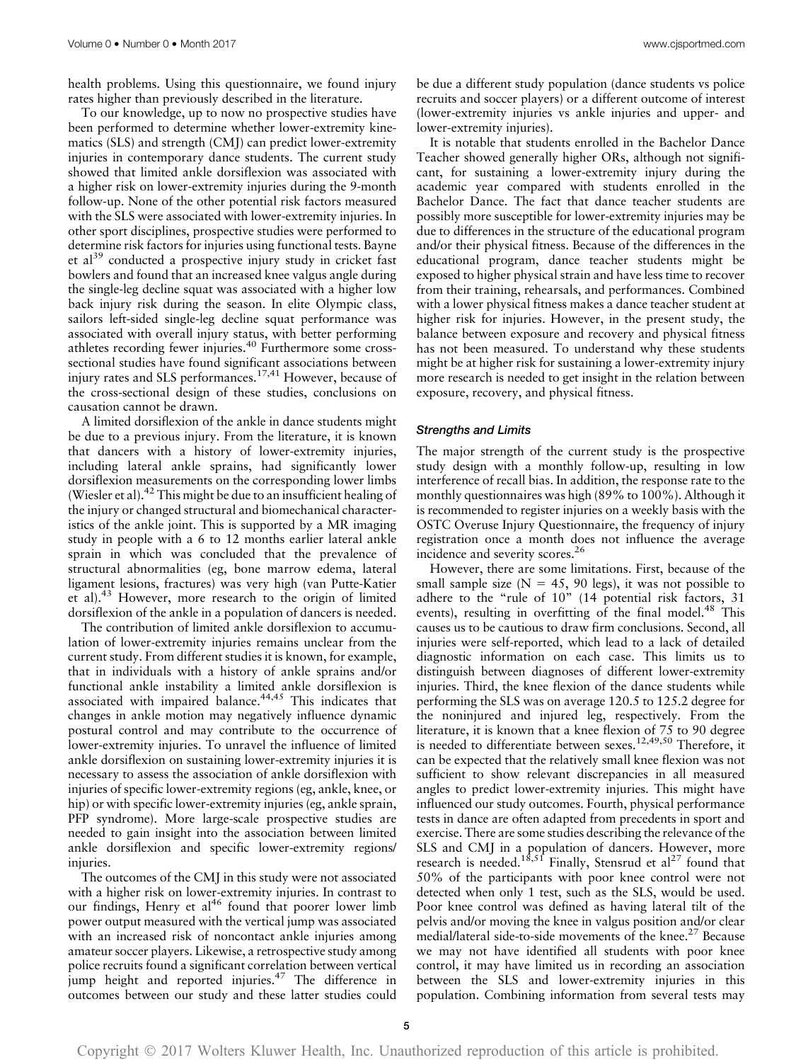health problems. Using this questionnaire, we found injury rates higher than previously described in the literature.

To our knowledge, up to now no prospective studies have been performed to determine whether lower-extremity kinematics (SLS) and strength (CMJ) can predict lower-extremity injuries in contemporary dance students. The current study showed that limited ankle dorsiflexion was associated with a higher risk on lower-extremity injuries during the 9-month follow-up. None of the other potential risk factors measured with the SLS were associated with lower-extremity injuries. In other sport disciplines, prospective studies were performed to determine risk factors for injuries using functional tests. Bayne et al[39] conducted a prospective injury study in cricket fast bowlers and found that an increased knee valgus angle during the single-leg decline squat was associated with a higher low back injury risk during the season. In elite Olympic class, sailors left-sided single-leg decline squat performance was associated with overall injury status, with better performing athletes recording fewer injuries.[40] Furthermore some cross-sectional studies have found significant associations between injury rates and SLS performances.[17,41] However, because of the cross-sectional design of these studies, conclusions on causation cannot be drawn.

A limited dorsiflexion of the ankle in dance students might be due to a previous injury. From the literature, it is known that dancers with a history of lower-extremity injuries, including lateral ankle sprains, had significantly lower dorsiflexion measurements on the corresponding lower limbs (Wiesler et al).[42] This might be due to an insufficient healing of the injury or changed structural and biomechanical characteristics of the ankle joint. This is supported by a MR imaging study in people with a 6 to 12 months earlier lateral ankle sprain in which was concluded that the prevalence of structural abnormalities (eg, bone marrow edema, lateral ligament lesions, fractures) was very high (van Putte-Katier et al).[43] However, more research to the origin of limited dorsiflexion of the ankle in a population of dancers is needed.

The contribution of limited ankle dorsiflexion to accumulation of lower-extremity injuries remains unclear from the current study. From different studies it is known, for example, that in individuals with a history of ankle sprains and/or functional ankle instability a limited ankle dorsiflexion is associated with impaired balance.[44,45] This indicates that changes in ankle motion may negatively influence dynamic postural control and may contribute to the occurrence of lower-extremity injuries. To unravel the influence of limited ankle dorsiflexion on sustaining lower-extremity injuries it is necessary to assess the association of ankle dorsiflexion with injuries of specific lower-extremity regions (eg, ankle, knee, or hip) or with specific lower-extremity injuries (eg, ankle sprain, PFP syndrome). More large-scale prospective studies are needed to gain insight into the association between limited ankle dorsiflexion and specific lower-extremity regions/injuries.

The outcomes of the CMJ in this study were not associated with a higher risk on lower-extremity injuries. In contrast to our findings, Henry et al[46] found that poorer lower limb power output measured with the vertical jump was associated with an increased risk of noncontact ankle injuries among amateur soccer players. Likewise, a retrospective study among police recruits found a significant correlation between vertical jump height and reported injuries.[47] The difference in outcomes between our study and these latter studies could be due a different study population (dance students vs police recruits and soccer players) or a different outcome of interest (lower-extremity injuries vs ankle injuries and upper- and lower-extremity injuries).

It is notable that students enrolled in the Bachelor Dance Teacher showed generally higher ORs, although not significant, for sustaining a lower-extremity injury during the academic year compared with students enrolled in the Bachelor Dance. The fact that dance teacher students are possibly more susceptible for lower-extremity injuries may be due to differences in the structure of the educational program and/or their physical fitness. Because of the differences in the educational program, dance teacher students might be exposed to higher physical strain and have less time to recover from their training, rehearsals, and performances. Combined with a lower physical fitness makes a dance teacher student at higher risk for injuries. However, in the present study, the balance between exposure and recovery and physical fitness has not been measured. To understand why these students might be at higher risk for sustaining a lower-extremity injury more research is needed to get insight in the relation between exposure, recovery, and physical fitness.

### *Strengths and Limits*

The major strength of the current study is the prospective study design with a monthly follow-up, resulting in low interference of recall bias. In addition, the response rate to the monthly questionnaires was high (89% to 100%). Although it is recommended to register injuries on a weekly basis with the OSTC Overuse Injury Questionnaire, the frequency of injury registration once a month does not influence the average incidence and severity scores.[26]

However, there are some limitations. First, because of the small sample size (N = 45, 90 legs), it was not possible to adhere to the "rule of 10" (14 potential risk factors, 31 events), resulting in overfitting of the final model.[48] This causes us to be cautious to draw firm conclusions. Second, all injuries were self-reported, which lead to a lack of detailed diagnostic information on each case. This limits us to distinguish between diagnoses of different lower-extremity injuries. Third, the knee flexion of the dance students while performing the SLS was on average 120.5 to 125.2 degree for the noninjured and injured leg, respectively. From the literature, it is known that a knee flexion of 75 to 90 degree is needed to differentiate between sexes.[12,49,50] Therefore, it can be expected that the relatively small knee flexion was not sufficient to show relevant discrepancies in all measured angles to predict lower-extremity injuries. This might have influenced our study outcomes. Fourth, physical performance tests in dance are often adapted from precedents in sport and exercise. There are some studies describing the relevance of the SLS and CMJ in a population of dancers. However, more research is needed.[18,51] Finally, Stensrud et al[27] found that 50% of the participants with poor knee control were not detected when only 1 test, such as the SLS, would be used. Poor knee control was defined as having lateral tilt of the pelvis and/or moving the knee in valgus position and/or clear medial/lateral side-to-side movements of the knee.[27] Because we may not have identified all students with poor knee control, it may have limited us in recording an association between the SLS and lower-extremity injuries in this population. Combining information from several tests may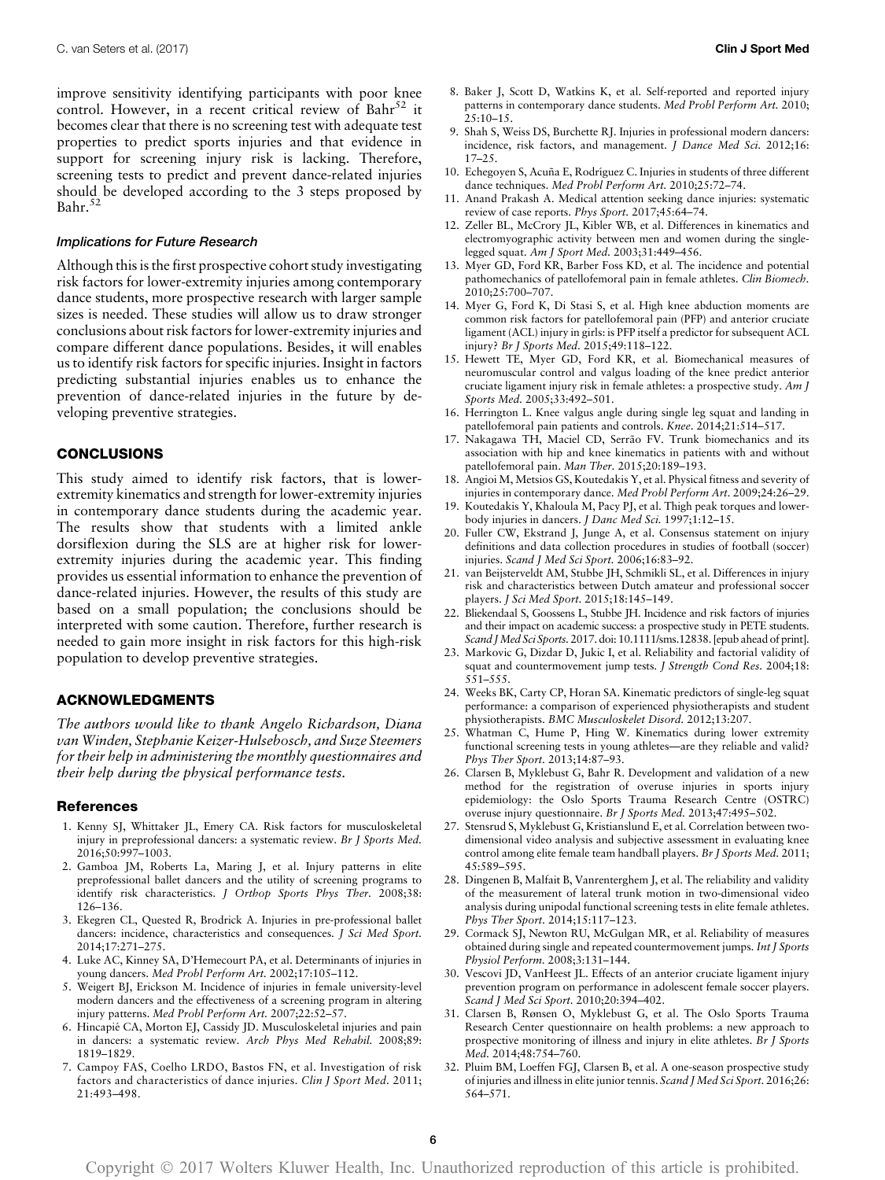improve sensitivity identifying participants with poor knee control. However, in a recent critical review of Bahr[52] it becomes clear that there is no screening test with adequate test properties to predict sports injuries and that evidence in support for screening injury risk is lacking. Therefore, screening tests to predict and prevent dance-related injuries should be developed according to the 3 steps proposed by Bahr.[52]

### Implications for Future Research

Although this is the first prospective cohort study investigating risk factors for lower-extremity injuries among contemporary dance students, more prospective research with larger sample sizes is needed. These studies will allow us to draw stronger conclusions about risk factors for lower-extremity injuries and compare different dance populations. Besides, it will enables us to identify risk factors for specific injuries. Insight in factors predicting substantial injuries enables us to enhance the prevention of dance-related injuries in the future by developing preventive strategies.

## CONCLUSIONS

This study aimed to identify risk factors, that is lower-extremity kinematics and strength for lower-extremity injuries in contemporary dance students during the academic year. The results show that students with a limited ankle dorsiflexion during the SLS are at higher risk for lower-extremity injuries during the academic year. This finding provides us essential information to enhance the prevention of dance-related injuries. However, the results of this study are based on a small population; the conclusions should be interpreted with some caution. Therefore, further research is needed to gain more insight in risk factors for this high-risk population to develop preventive strategies.

## ACKNOWLEDGMENTS

*The authors would like to thank Angelo Richardson, Diana van Winden, Stephanie Keizer-Hulsebosch, and Suze Steemers for their help in administering the monthly questionnaires and their help during the physical performance tests.*

### References

1. Kenny SJ, Whittaker JL, Emery CA. Risk factors for musculoskeletal injury in preprofessional dancers: a systematic review. *Br J Sports Med.* 2016;50:997–1003.
2. Gamboa JM, Roberts La, Maring J, et al. Injury patterns in elite preprofessional ballet dancers and the utility of screening programs to identify risk characteristics. *J Orthop Sports Phys Ther.* 2008;38: 126–136.
3. Ekegren CL, Quested R, Brodrick A. Injuries in pre-professional ballet dancers: incidence, characteristics and consequences. *J Sci Med Sport.* 2014;17:271–275.
4. Luke AC, Kinney SA, D'Hemecourt PA, et al. Determinants of injuries in young dancers. *Med Probl Perform Art.* 2002;17:105–112.
5. Weigert BJ, Erickson M. Incidence of injuries in female university-level modern dancers and the effectiveness of a screening program in altering injury patterns. *Med Probl Perform Art.* 2007;22:52–57.
6. Hincapié CA, Morton EJ, Cassidy JD. Musculoskeletal injuries and pain in dancers: a systematic review. *Arch Phys Med Rehabil.* 2008;89: 1819–1829.
7. Campoy FAS, Coelho LRDO, Bastos FN, et al. Investigation of risk factors and characteristics of dance injuries. *Clin J Sport Med.* 2011; 21:493–498.
8. Baker J, Scott D, Watkins K, et al. Self-reported and reported injury patterns in contemporary dance students. *Med Probl Perform Art.* 2010; 25:10–15.
9. Shah S, Weiss DS, Burchette RJ. Injuries in professional modern dancers: incidence, risk factors, and management. *J Dance Med Sci.* 2012;16: 17–25.
10. Echegoyen S, Acuña E, Rodríguez C. Injuries in students of three different dance techniques. *Med Probl Perform Art.* 2010;25:72–74.
11. Anand Prakash A. Medical attention seeking dance injuries: systematic review of case reports. *Phys Sport.* 2017;45:64–74.
12. Zeller BL, McCrory JL, Kibler WB, et al. Differences in kinematics and electromyographic activity between men and women during the single-legged squat. *Am J Sport Med.* 2003;31:449–456.
13. Myer GD, Ford KR, Barber Foss KD, et al. The incidence and potential pathomechanics of patellofemoral pain in female athletes. *Clin Biomech.* 2010;25:700–707.
14. Myer G, Ford K, Di Stasi S, et al. High knee abduction moments are common risk factors for patellofemoral pain (PFP) and anterior cruciate ligament (ACL) injury in girls: is PFP itself a predictor for subsequent ACL injury? *Br J Sports Med.* 2015;49:118–122.
15. Hewett TE, Myer GD, Ford KR, et al. Biomechanical measures of neuromuscular control and valgus loading of the knee predict anterior cruciate ligament injury risk in female athletes: a prospective study. *Am J Sports Med.* 2005;33:492–501.
16. Herrington L. Knee valgus angle during single leg squat and landing in patellofemoral pain patients and controls. *Knee.* 2014;21:514–517.
17. Nakagawa TH, Maciel CD, Serrão FV. Trunk biomechanics and its association with hip and knee kinematics in patients with and without patellofemoral pain. *Man Ther.* 2015;20:189–193.
18. Angioi M, Metsios GS, Koutedakis Y, et al. Physical fitness and severity of injuries in contemporary dance. *Med Probl Perform Art.* 2009;24:26–29.
19. Koutedakis Y, Khaloula M, Pacy PJ, et al. Thigh peak torques and lower-body injuries in dancers. *J Danc Med Sci.* 1997;1:12–15.
20. Fuller CW, Ekstrand J, Junge A, et al. Consensus statement on injury definitions and data collection procedures in studies of football (soccer) injuries. *Scand J Med Sci Sport.* 2006;16:83–92.
21. van Beijsterveldt AM, Stubbe JH, Schmikli SL, et al. Differences in injury risk and characteristics between Dutch amateur and professional soccer players. *J Sci Med Sport.* 2015;18:145–149.
22. Bliekendaal S, Goossens L, Stubbe JH. Incidence and risk factors of injuries and their impact on academic success: a prospective study in PETE students. *Scand J Med Sci Sports.* 2017. doi: 10.1111/sms.12838. [epub ahead of print].
23. Markovic G, Dizdar D, Jukic I, et al. Reliability and factorial validity of squat and countermovement jump tests. *J Strength Cond Res.* 2004;18: 551–555.
24. Weeks BK, Carty CP, Horan SA. Kinematic predictors of single-leg squat performance: a comparison of experienced physiotherapists and student physiotherapists. *BMC Musculoskelet Disord.* 2012;13:207.
25. Whatman C, Hume P, Hing W. Kinematics during lower extremity functional screening tests in young athletes—are they reliable and valid? *Phys Ther Sport.* 2013;14:87–93.
26. Clarsen B, Myklebust G, Bahr R. Development and validation of a new method for the registration of overuse injuries in sports injury epidemiology: the Oslo Sports Trauma Research Centre (OSTRC) overuse injury questionnaire. *Br J Sports Med.* 2013;47:495–502.
27. Stensrud S, Myklebust G, Kristianslund E, et al. Correlation between two-dimensional video analysis and subjective assessment in evaluating knee control among elite female team handball players. *Br J Sports Med.* 2011; 45:589–595.
28. Dingenen B, Malfait B, Vanrenterghem J, et al. The reliability and validity of the measurement of lateral trunk motion in two-dimensional video analysis during unipodal functional screening tests in elite female athletes. *Phys Ther Sport.* 2014;15:117–123.
29. Cormack SJ, Newton RU, McGulgan MR, et al. Reliability of measures obtained during single and repeated countermovement jumps. *Int J Sports Physiol Perform.* 2008;3:131–144.
30. Vescovi JD, VanHeest JL. Effects of an anterior cruciate ligament injury prevention program on performance in adolescent female soccer players. *Scand J Med Sci Sport.* 2010;20:394–402.
31. Clarsen B, Rønsen O, Myklebust G, et al. The Oslo Sports Trauma Research Center questionnaire on health problems: a new approach to prospective monitoring of illness and injury in elite athletes. *Br J Sports Med.* 2014;48:754–760.
32. Pluim BM, Loeffen FGJ, Clarsen B, et al. A one-season prospective study of injuries and illness in elite junior tennis. *Scand J Med Sci Sport.* 2016;26: 564–571.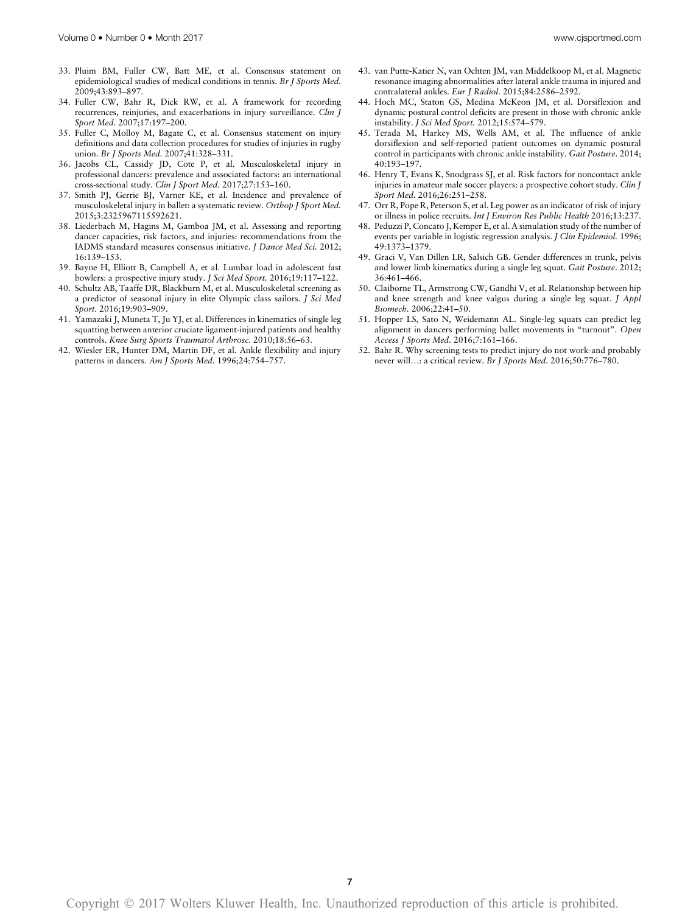33. Pluim BM, Fuller CW, Batt ME, et al. Consensus statement on epidemiological studies of medical conditions in tennis. *Br J Sports Med.* 2009;43:893–897.
34. Fuller CW, Bahr R, Dick RW, et al. A framework for recording recurrences, reinjuries, and exacerbations in injury surveillance. *Clin J Sport Med.* 2007;17:197–200.
35. Fuller C, Molloy M, Bagate C, et al. Consensus statement on injury definitions and data collection procedures for studies of injuries in rugby union. *Br J Sports Med.* 2007;41:328–331.
36. Jacobs CL, Cassidy JD, Cote P, et al. Musculoskeletal injury in professional dancers: prevalence and associated factors: an international cross-sectional study. *Clin J Sport Med.* 2017;27:153–160.
37. Smith PJ, Gerrie BJ, Varner KE, et al. Incidence and prevalence of musculoskeletal injury in ballet: a systematic review. *Orthop J Sport Med.* 2015;3:2325967115592621.
38. Liederbach M, Hagins M, Gamboa JM, et al. Assessing and reporting dancer capacities, risk factors, and injuries: recommendations from the IADMS standard measures consensus initiative. *J Dance Med Sci.* 2012; 16:139–153.
39. Bayne H, Elliott B, Campbell A, et al. Lumbar load in adolescent fast bowlers: a prospective injury study. *J Sci Med Sport.* 2016;19:117–122.
40. Schultz AB, Taaffe DR, Blackburn M, et al. Musculoskeletal screening as a predictor of seasonal injury in elite Olympic class sailors. *J Sci Med Sport.* 2016;19:903–909.
41. Yamazaki J, Muneta T, Ju YJ, et al. Differences in kinematics of single leg squatting between anterior cruciate ligament-injured patients and healthy controls. *Knee Surg Sports Traumatol Arthrosc.* 2010;18:56–63.
42. Wiesler ER, Hunter DM, Martin DF, et al. Ankle flexibility and injury patterns in dancers. *Am J Sports Med.* 1996;24:754–757.
43. van Putte-Katier N, van Ochten JM, van Middelkoop M, et al. Magnetic resonance imaging abnormalities after lateral ankle trauma in injured and contralateral ankles. *Eur J Radiol.* 2015;84:2586–2592.
44. Hoch MC, Staton GS, Medina McKeon JM, et al. Dorsiflexion and dynamic postural control deficits are present in those with chronic ankle instability. *J Sci Med Sport.* 2012;15:574–579.
45. Terada M, Harkey MS, Wells AM, et al. The influence of ankle dorsiflexion and self-reported patient outcomes on dynamic postural control in participants with chronic ankle instability. *Gait Posture.* 2014; 40:193–197.
46. Henry T, Evans K, Snodgrass SJ, et al. Risk factors for noncontact ankle injuries in amateur male soccer players: a prospective cohort study. *Clin J Sport Med.* 2016;26:251–258.
47. Orr R, Pope R, Peterson S, et al. Leg power as an indicator of risk of injury or illness in police recruits. *Int J Environ Res Public Health* 2016;13:237.
48. Peduzzi P, Concato J, Kemper E, et al. A simulation study of the number of events per variable in logistic regression analysis. *J Clin Epidemiol.* 1996; 49:1373–1379.
49. Graci V, Van Dillen LR, Salsich GB. Gender differences in trunk, pelvis and lower limb kinematics during a single leg squat. *Gait Posture.* 2012; 36:461–466.
50. Claiborne TL, Armstrong CW, Gandhi V, et al. Relationship between hip and knee strength and knee valgus during a single leg squat. *J Appl Biomech.* 2006;22:41–50.
51. Hopper LS, Sato N, Weidemann AL. Single-leg squats can predict leg alignment in dancers performing ballet movements in "turnout". *Open Access J Sports Med.* 2016;7:161–166.
52. Bahr R. Why screening tests to predict injury do not work-and probably never will…: a critical review. *Br J Sports Med.* 2016;50:776–780.